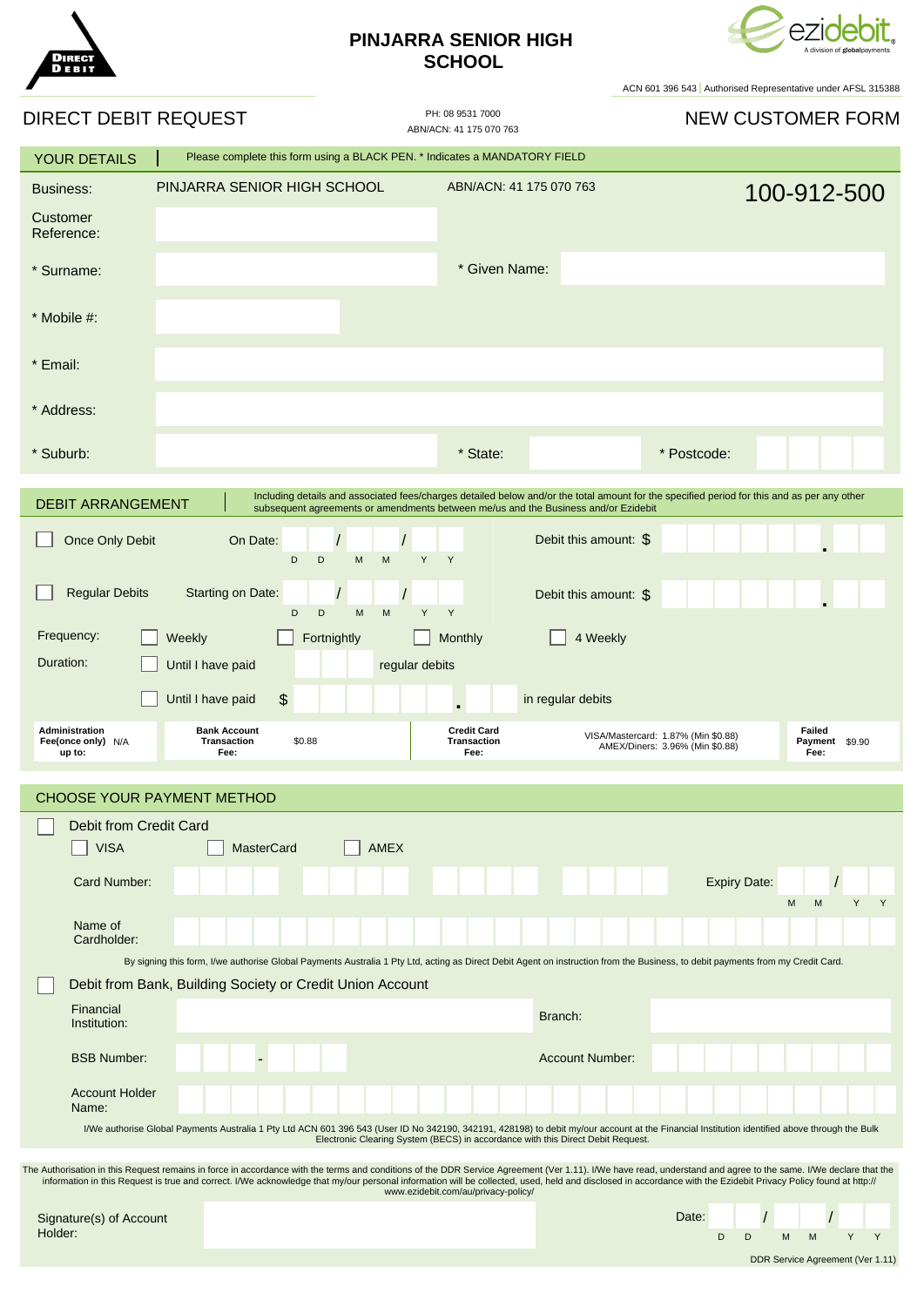# PINJARRA SENIOR HIGH SCHOOL

ACN 601 396 543 | Authorised Representative under AFSL 315388

## DIRECT DEBIT REQUEST

PH: 08 9531 7000
ABN/ACN: 41 175 070 763

## NEW CUSTOMER FORM

## YOUR DETAILS

Please complete this form using a BLACK PEN. * Indicates a MANDATORY FIELD

Business: PINJARRA SENIOR HIGH SCHOOL ABN/ACN: 41 175 070 763 **100-912-500**

Customer Reference:

* Surname: * Given Name:

* Mobile #:

* Email:

* Address:

* Suburb: * State: * Postcode:

## DEBIT ARRANGEMENT

Including details and associated fees/charges detailed below and/or the total amount for the specified period for this and as per any other subsequent agreements or amendments between me/us and the Business and/or Ezidebit

☐ Once Only Debit On Date: __ __ / __ __ / __ __ (D D M M Y Y) Debit this amount: $

☐ Regular Debits Starting on Date: __ __ / __ __ / __ __ (D D M M Y Y) Debit this amount: $

Frequency: ☐ Weekly ☐ Fortnightly ☐ Monthly ☐ 4 Weekly

Duration: ☐ Until I have paid ____ regular debits

☐ Until I have paid $ ____ in regular debits

| Administration Fee(once only) up to: | N/A | Bank Account Transaction Fee: | $0.88 | Credit Card Transaction Fee: | VISA/Mastercard: 1.87% (Min $0.88) AMEX/Diners: 3.96% (Min $0.88) | Failed Payment Fee: | $9.90 |
|---|---|---|---|---|---|---|---|

## CHOOSE YOUR PAYMENT METHOD

☐ Debit from Credit Card

☐ VISA ☐ MasterCard ☐ AMEX

Card Number: Expiry Date: __ __ / __ __ (M M Y Y)

Name of Cardholder:

By signing this form, I/we authorise Global Payments Australia 1 Pty Ltd, acting as Direct Debit Agent on instruction from the Business, to debit payments from my Credit Card.

☐ Debit from Bank, Building Society or Credit Union Account

Financial Institution: Branch:

BSB Number: ___ - ___ Account Number:

Account Holder Name:

I/We authorise Global Payments Australia 1 Pty Ltd ACN 601 396 543 (User ID No 342190, 342191, 428198) to debit my/our account at the Financial Institution identified above through the Bulk Electronic Clearing System (BECS) in accordance with this Direct Debit Request.

The Authorisation in this Request remains in force in accordance with the terms and conditions of the DDR Service Agreement (Ver 1.11). I/We have read, understand and agree to the same. I/We declare that the information in this Request is true and correct. I/We acknowledge that my/our personal information will be collected, used, held and disclosed in accordance with the Ezidebit Privacy Policy found at http://www.ezidebit.com/au/privacy-policy/

Signature(s) of Account Holder: Date: __ __ / __ __ / __ __ (D D M M Y Y)

DDR Service Agreement (Ver 1.11)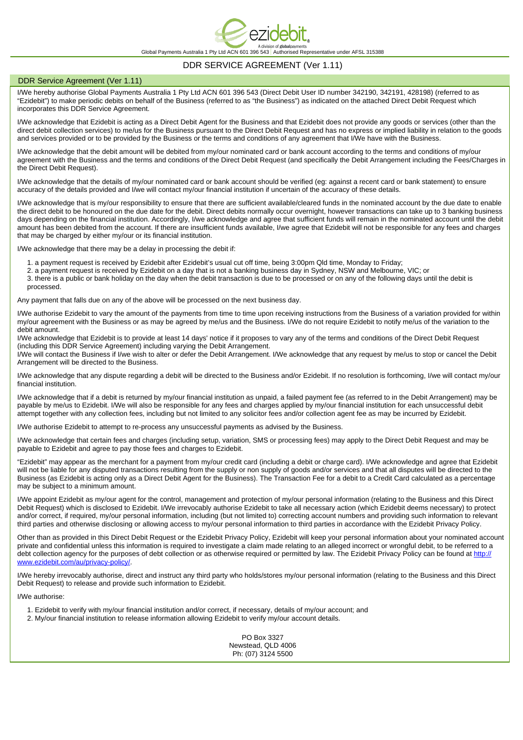Global Payments Australia 1 Pty Ltd ACN 601 396 543 | Authorised Representative under AFSL 315388

# DDR SERVICE AGREEMENT (Ver 1.11)

## DDR Service Agreement (Ver 1.11)

I/We hereby authorise Global Payments Australia 1 Pty Ltd ACN 601 396 543 (Direct Debit User ID number 342190, 342191, 428198) (referred to as "Ezidebit") to make periodic debits on behalf of the Business (referred to as "the Business") as indicated on the attached Direct Debit Request which incorporates this DDR Service Agreement.

I/We acknowledge that Ezidebit is acting as a Direct Debit Agent for the Business and that Ezidebit does not provide any goods or services (other than the direct debit collection services) to me/us for the Business pursuant to the Direct Debit Request and has no express or implied liability in relation to the goods and services provided or to be provided by the Business or the terms and conditions of any agreement that I/We have with the Business.

I/We acknowledge that the debit amount will be debited from my/our nominated card or bank account according to the terms and conditions of my/our agreement with the Business and the terms and conditions of the Direct Debit Request (and specifically the Debit Arrangement including the Fees/Charges in the Direct Debit Request).

I/We acknowledge that the details of my/our nominated card or bank account should be verified (eg: against a recent card or bank statement) to ensure accuracy of the details provided and I/we will contact my/our financial institution if uncertain of the accuracy of these details.

I/We acknowledge that is my/our responsibility to ensure that there are sufficient available/cleared funds in the nominated account by the due date to enable the direct debit to be honoured on the due date for the debit. Direct debits normally occur overnight, however transactions can take up to 3 banking business days depending on the financial institution. Accordingly, I/we acknowledge and agree that sufficient funds will remain in the nominated account until the debit amount has been debited from the account. If there are insufficient funds available, I/we agree that Ezidebit will not be responsible for any fees and charges that may be charged by either my/our or its financial institution.

I/We acknowledge that there may be a delay in processing the debit if:

1. a payment request is received by Ezidebit after Ezidebit's usual cut off time, being 3:00pm Qld time, Monday to Friday;
2. a payment request is received by Ezidebit on a day that is not a banking business day in Sydney, NSW and Melbourne, VIC; or
3. there is a public or bank holiday on the day when the debit transaction is due to be processed or on any of the following days until the debit is processed.

Any payment that falls due on any of the above will be processed on the next business day.

I/We authorise Ezidebit to vary the amount of the payments from time to time upon receiving instructions from the Business of a variation provided for within my/our agreement with the Business or as may be agreed by me/us and the Business. I/We do not require Ezidebit to notify me/us of the variation to the debit amount.

I/We acknowledge that Ezidebit is to provide at least 14 days' notice if it proposes to vary any of the terms and conditions of the Direct Debit Request (including this DDR Service Agreement) including varying the Debit Arrangement.

I/We will contact the Business if I/we wish to alter or defer the Debit Arrangement. I/We acknowledge that any request by me/us to stop or cancel the Debit Arrangement will be directed to the Business.

I/We acknowledge that any dispute regarding a debit will be directed to the Business and/or Ezidebit. If no resolution is forthcoming, I/we will contact my/our financial institution.

I/We acknowledge that if a debit is returned by my/our financial institution as unpaid, a failed payment fee (as referred to in the Debit Arrangement) may be payable by me/us to Ezidebit. I/We will also be responsible for any fees and charges applied by my/our financial institution for each unsuccessful debit attempt together with any collection fees, including but not limited to any solicitor fees and/or collection agent fee as may be incurred by Ezidebit.

I/We authorise Ezidebit to attempt to re-process any unsuccessful payments as advised by the Business.

I/We acknowledge that certain fees and charges (including setup, variation, SMS or processing fees) may apply to the Direct Debit Request and may be payable to Ezidebit and agree to pay those fees and charges to Ezidebit.

"Ezidebit" may appear as the merchant for a payment from my/our credit card (including a debit or charge card). I/We acknowledge and agree that Ezidebit will not be liable for any disputed transactions resulting from the supply or non supply of goods and/or services and that all disputes will be directed to the Business (as Ezidebit is acting only as a Direct Debit Agent for the Business). The Transaction Fee for a debit to a Credit Card calculated as a percentage may be subject to a minimum amount.

I/We appoint Ezidebit as my/our agent for the control, management and protection of my/our personal information (relating to the Business and this Direct Debit Request) which is disclosed to Ezidebit. I/We irrevocably authorise Ezidebit to take all necessary action (which Ezidebit deems necessary) to protect and/or correct, if required, my/our personal information, including (but not limited to) correcting account numbers and providing such information to relevant third parties and otherwise disclosing or allowing access to my/our personal information to third parties in accordance with the Ezidebit Privacy Policy.

Other than as provided in this Direct Debit Request or the Ezidebit Privacy Policy, Ezidebit will keep your personal information about your nominated account private and confidential unless this information is required to investigate a claim made relating to an alleged incorrect or wrongful debit, to be referred to a debit collection agency for the purposes of debt collection or as otherwise required or permitted by law. The Ezidebit Privacy Policy can be found at http://www.ezidebit.com/au/privacy-policy/.

I/We hereby irrevocably authorise, direct and instruct any third party who holds/stores my/our personal information (relating to the Business and this Direct Debit Request) to release and provide such information to Ezidebit.

I/We authorise:

1. Ezidebit to verify with my/our financial institution and/or correct, if necessary, details of my/our account; and
2. My/our financial institution to release information allowing Ezidebit to verify my/our account details.

PO Box 3327
Newstead, QLD 4006
Ph: (07) 3124 5500